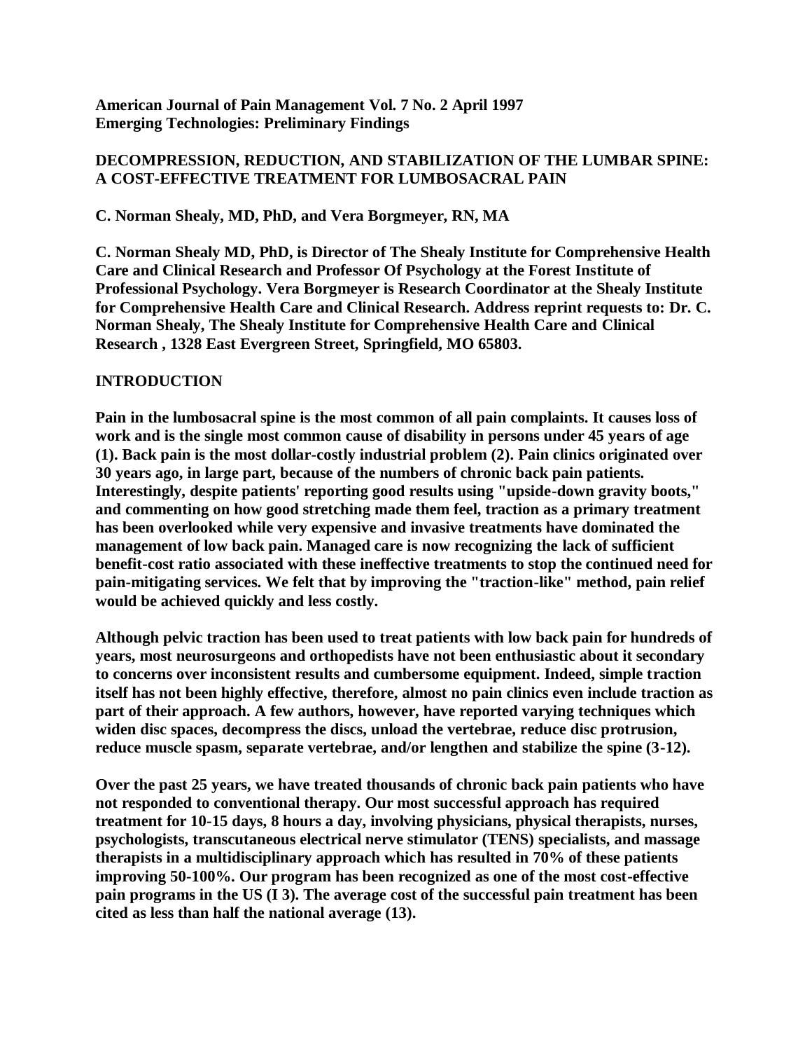**American Journal of Pain Management Vol. 7 No. 2 April 1997**
**Emerging Technologies: Preliminary Findings**

# DECOMPRESSION, REDUCTION, AND STABILIZATION OF THE LUMBAR SPINE: A COST-EFFECTIVE TREATMENT FOR LUMBOSACRAL PAIN

**C. Norman Shealy, MD, PhD, and Vera Borgmeyer, RN, MA**

**C. Norman Shealy MD, PhD, is Director of The Shealy Institute for Comprehensive Health Care and Clinical Research and Professor Of Psychology at the Forest Institute of Professional Psychology. Vera Borgmeyer is Research Coordinator at the Shealy Institute for Comprehensive Health Care and Clinical Research. Address reprint requests to: Dr. C. Norman Shealy, The Shealy Institute for Comprehensive Health Care and Clinical Research , 1328 East Evergreen Street, Springfield, MO 65803.**

## INTRODUCTION

**Pain in the lumbosacral spine is the most common of all pain complaints. It causes loss of work and is the single most common cause of disability in persons under 45 years of age (1). Back pain is the most dollar-costly industrial problem (2). Pain clinics originated over 30 years ago, in large part, because of the numbers of chronic back pain patients. Interestingly, despite patients' reporting good results using "upside-down gravity boots," and commenting on how good stretching made them feel, traction as a primary treatment has been overlooked while very expensive and invasive treatments have dominated the management of low back pain. Managed care is now recognizing the lack of sufficient benefit-cost ratio associated with these ineffective treatments to stop the continued need for pain-mitigating services. We felt that by improving the "traction-like" method, pain relief would be achieved quickly and less costly.**

**Although pelvic traction has been used to treat patients with low back pain for hundreds of years, most neurosurgeons and orthopedists have not been enthusiastic about it secondary to concerns over inconsistent results and cumbersome equipment. Indeed, simple traction itself has not been highly effective, therefore, almost no pain clinics even include traction as part of their approach. A few authors, however, have reported varying techniques which widen disc spaces, decompress the discs, unload the vertebrae, reduce disc protrusion, reduce muscle spasm, separate vertebrae, and/or lengthen and stabilize the spine (3-12).**

**Over the past 25 years, we have treated thousands of chronic back pain patients who have not responded to conventional therapy. Our most successful approach has required treatment for 10-15 days, 8 hours a day, involving physicians, physical therapists, nurses, psychologists, transcutaneous electrical nerve stimulator (TENS) specialists, and massage therapists in a multidisciplinary approach which has resulted in 70% of these patients improving 50-100%. Our program has been recognized as one of the most cost-effective pain programs in the US (I 3). The average cost of the successful pain treatment has been cited as less than half the national average (13).**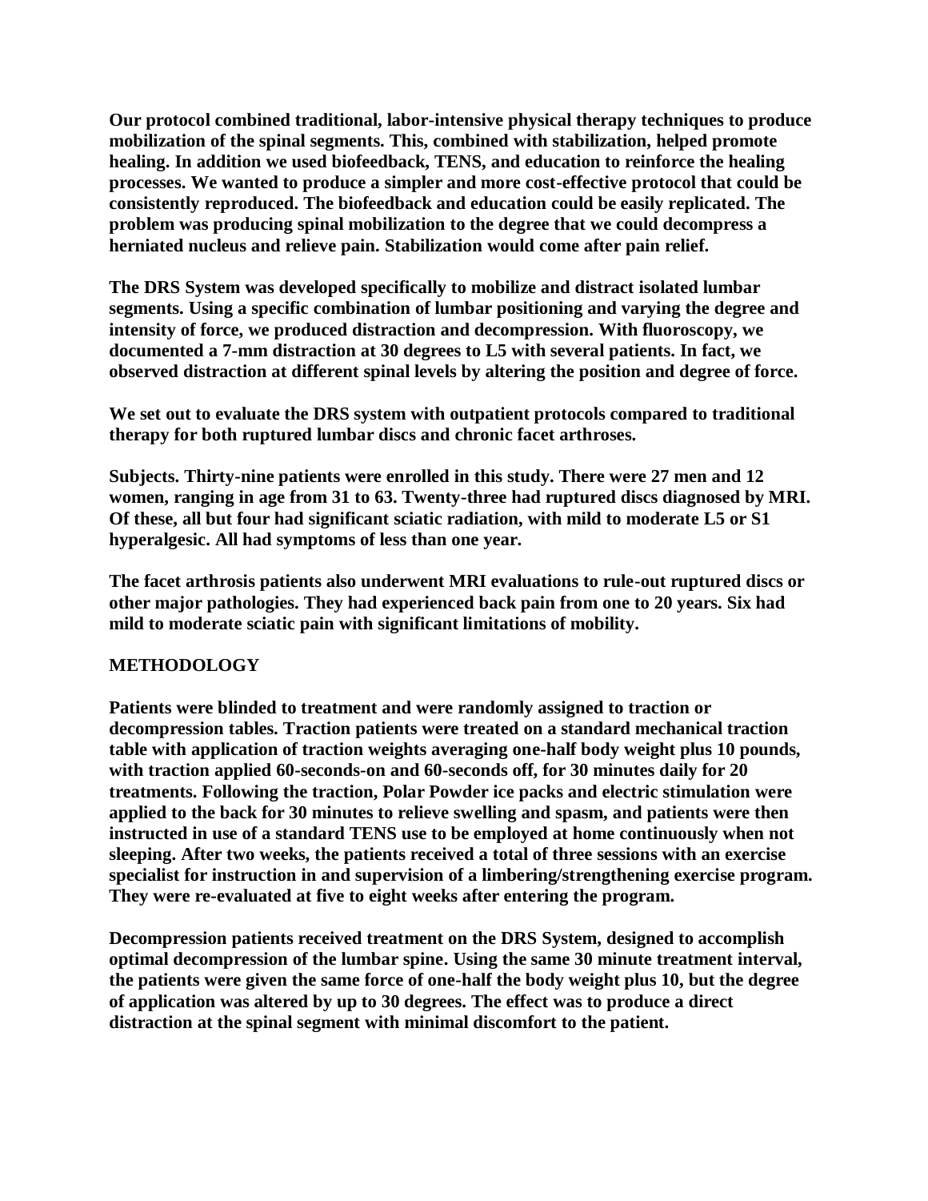**Our protocol combined traditional, labor-intensive physical therapy techniques to produce mobilization of the spinal segments. This, combined with stabilization, helped promote healing. In addition we used biofeedback, TENS, and education to reinforce the healing processes. We wanted to produce a simpler and more cost-effective protocol that could be consistently reproduced. The biofeedback and education could be easily replicated. The problem was producing spinal mobilization to the degree that we could decompress a herniated nucleus and relieve pain. Stabilization would come after pain relief.**

**The DRS System was developed specifically to mobilize and distract isolated lumbar segments. Using a specific combination of lumbar positioning and varying the degree and intensity of force, we produced distraction and decompression. With fluoroscopy, we documented a 7-mm distraction at 30 degrees to L5 with several patients. In fact, we observed distraction at different spinal levels by altering the position and degree of force.**

**We set out to evaluate the DRS system with outpatient protocols compared to traditional therapy for both ruptured lumbar discs and chronic facet arthroses.**

**Subjects. Thirty-nine patients were enrolled in this study. There were 27 men and 12 women, ranging in age from 31 to 63. Twenty-three had ruptured discs diagnosed by MRI. Of these, all but four had significant sciatic radiation, with mild to moderate L5 or S1 hyperalgesic. All had symptoms of less than one year.**

**The facet arthrosis patients also underwent MRI evaluations to rule-out ruptured discs or other major pathologies. They had experienced back pain from one to 20 years. Six had mild to moderate sciatic pain with significant limitations of mobility.**

## METHODOLOGY

**Patients were blinded to treatment and were randomly assigned to traction or decompression tables. Traction patients were treated on a standard mechanical traction table with application of traction weights averaging one-half body weight plus 10 pounds, with traction applied 60-seconds-on and 60-seconds off, for 30 minutes daily for 20 treatments. Following the traction, Polar Powder ice packs and electric stimulation were applied to the back for 30 minutes to relieve swelling and spasm, and patients were then instructed in use of a standard TENS use to be employed at home continuously when not sleeping. After two weeks, the patients received a total of three sessions with an exercise specialist for instruction in and supervision of a limbering/strengthening exercise program. They were re-evaluated at five to eight weeks after entering the program.**

**Decompression patients received treatment on the DRS System, designed to accomplish optimal decompression of the lumbar spine. Using the same 30 minute treatment interval, the patients were given the same force of one-half the body weight plus 10, but the degree of application was altered by up to 30 degrees. The effect was to produce a direct distraction at the spinal segment with minimal discomfort to the patient.**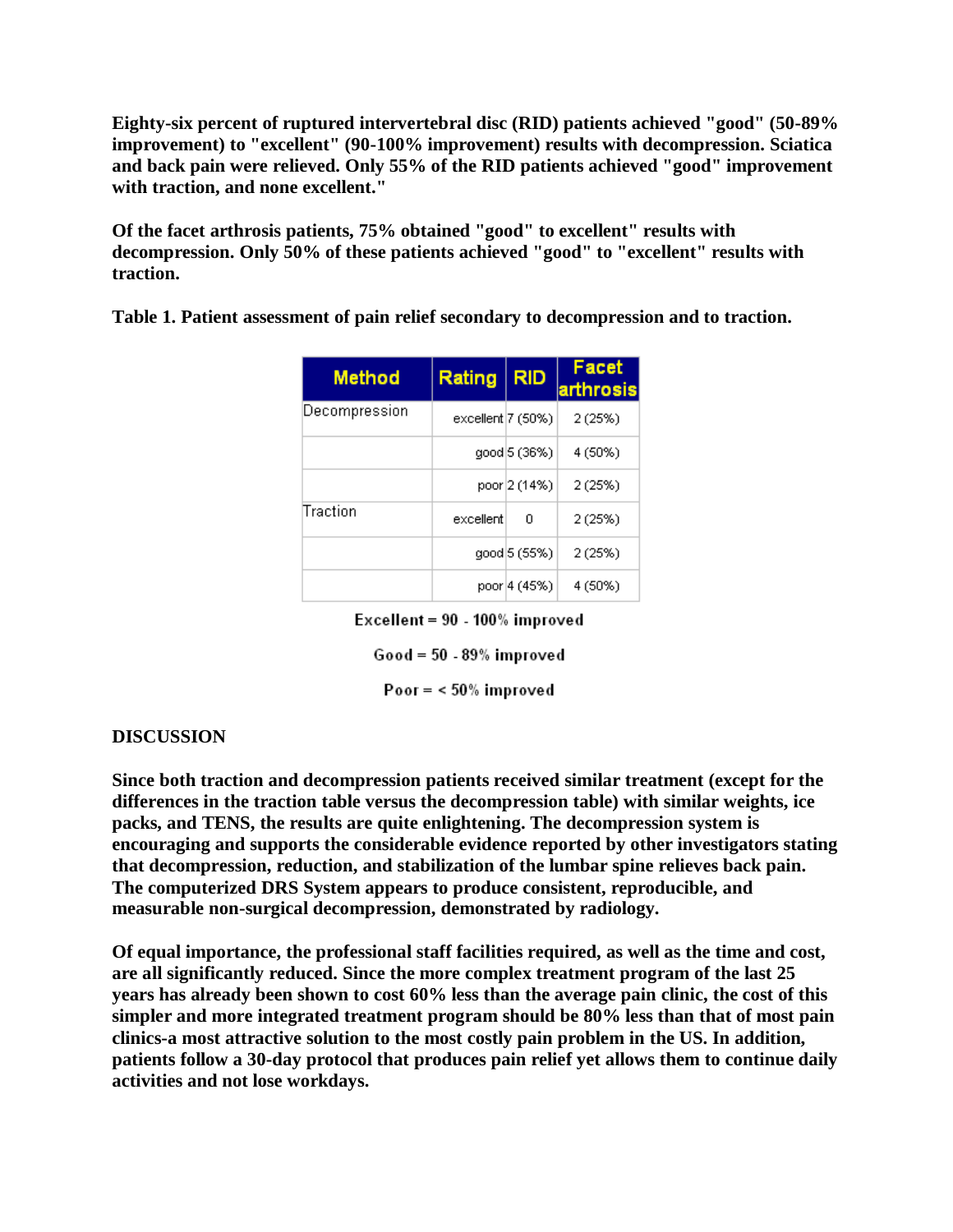**Eighty-six percent of ruptured intervertebral disc (RID) patients achieved "good" (50-89% improvement) to "excellent" (90-100% improvement) results with decompression. Sciatica and back pain were relieved. Only 55% of the RID patients achieved "good" improvement with traction, and none excellent."**

**Of the facet arthrosis patients, 75% obtained "good" to excellent" results with decompression. Only 50% of these patients achieved "good" to "excellent" results with traction.**

**Table 1. Patient assessment of pain relief secondary to decompression and to traction.**

| Method | Rating | RID | Facet arthrosis |
|---|---|---|---|
| Decompression | excellent | 7 (50%) | 2 (25%) |
| | good | 5 (36%) | 4 (50%) |
| | poor | 2 (14%) | 2 (25%) |
| Traction | excellent | 0 | 2 (25%) |
| | good | 5 (55%) | 2 (25%) |
| | poor | 4 (45%) | 4 (50%) |

**Excellent = 90 - 100% improved**

**Good = 50 - 89% improved**

**Poor = < 50% improved**

**DISCUSSION**

**Since both traction and decompression patients received similar treatment (except for the differences in the traction table versus the decompression table) with similar weights, ice packs, and TENS, the results are quite enlightening. The decompression system is encouraging and supports the considerable evidence reported by other investigators stating that decompression, reduction, and stabilization of the lumbar spine relieves back pain. The computerized DRS System appears to produce consistent, reproducible, and measurable non-surgical decompression, demonstrated by radiology.**

**Of equal importance, the professional staff facilities required, as well as the time and cost, are all significantly reduced. Since the more complex treatment program of the last 25 years has already been shown to cost 60% less than the average pain clinic, the cost of this simpler and more integrated treatment program should be 80% less than that of most pain clinics-a most attractive solution to the most costly pain problem in the US. In addition, patients follow a 30-day protocol that produces pain relief yet allows them to continue daily activities and not lose workdays.**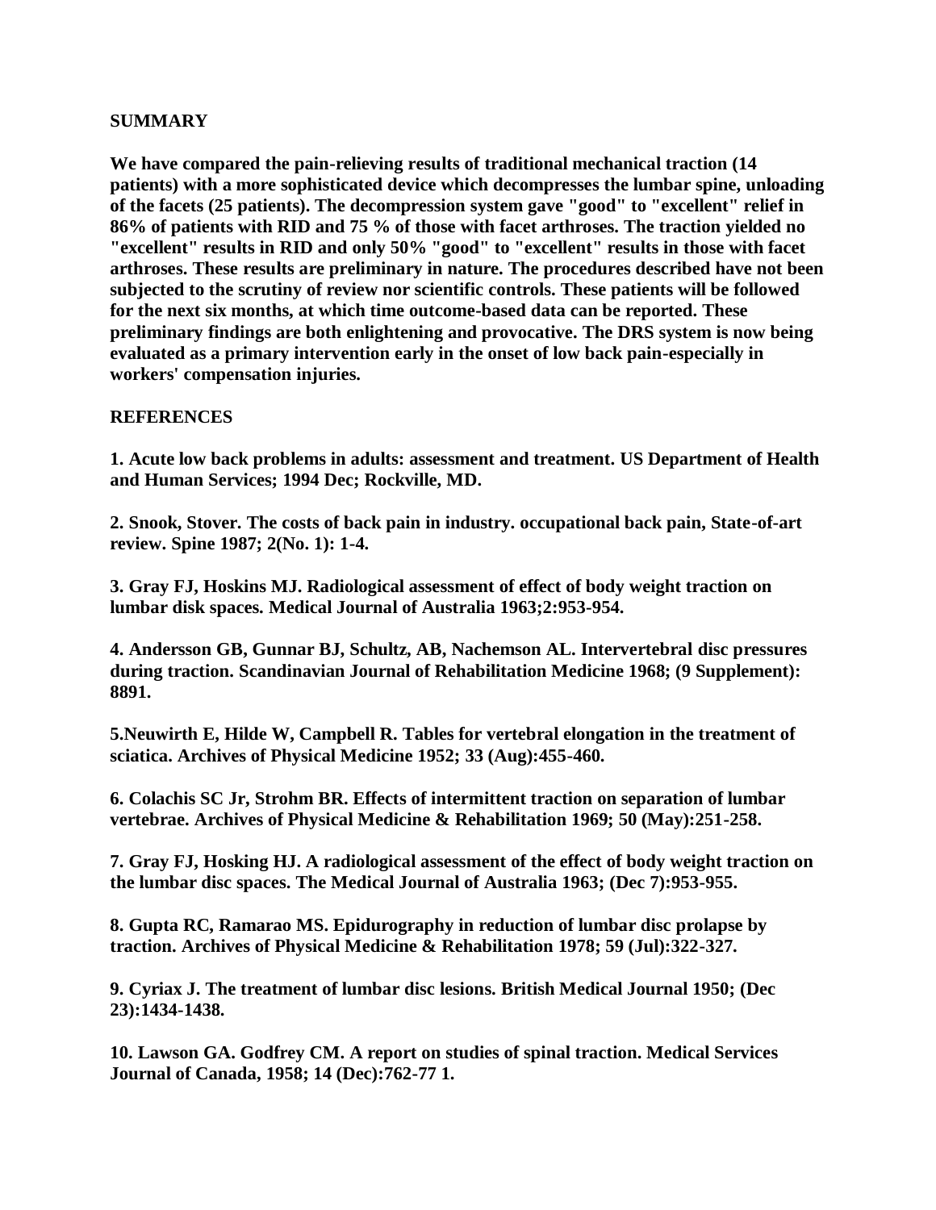## SUMMARY

**We have compared the pain-relieving results of traditional mechanical traction (14 patients) with a more sophisticated device which decompresses the lumbar spine, unloading of the facets (25 patients). The decompression system gave "good" to "excellent" relief in 86% of patients with RID and 75 % of those with facet arthroses. The traction yielded no "excellent" results in RID and only 50% "good" to "excellent" results in those with facet arthroses. These results are preliminary in nature. The procedures described have not been subjected to the scrutiny of review nor scientific controls. These patients will be followed for the next six months, at which time outcome-based data can be reported. These preliminary findings are both enlightening and provocative. The DRS system is now being evaluated as a primary intervention early in the onset of low back pain-especially in workers' compensation injuries.**

## REFERENCES

**1. Acute low back problems in adults: assessment and treatment. US Department of Health and Human Services; 1994 Dec; Rockville, MD.**

**2. Snook, Stover. The costs of back pain in industry. occupational back pain, State-of-art review. Spine 1987; 2(No. 1): 1-4.**

**3. Gray FJ, Hoskins MJ. Radiological assessment of effect of body weight traction on lumbar disk spaces. Medical Journal of Australia 1963;2:953-954.**

**4. Andersson GB, Gunnar BJ, Schultz, AB, Nachemson AL. Intervertebral disc pressures during traction. Scandinavian Journal of Rehabilitation Medicine 1968; (9 Supplement): 8891.**

**5.Neuwirth E, Hilde W, Campbell R. Tables for vertebral elongation in the treatment of sciatica. Archives of Physical Medicine 1952; 33 (Aug):455-460.**

**6. Colachis SC Jr, Strohm BR. Effects of intermittent traction on separation of lumbar vertebrae. Archives of Physical Medicine & Rehabilitation 1969; 50 (May):251-258.**

**7. Gray FJ, Hosking HJ. A radiological assessment of the effect of body weight traction on the lumbar disc spaces. The Medical Journal of Australia 1963; (Dec 7):953-955.**

**8. Gupta RC, Ramarao MS. Epidurography in reduction of lumbar disc prolapse by traction. Archives of Physical Medicine & Rehabilitation 1978; 59 (Jul):322-327.**

**9. Cyriax J. The treatment of lumbar disc lesions. British Medical Journal 1950; (Dec 23):1434-1438.**

**10. Lawson GA. Godfrey CM. A report on studies of spinal traction. Medical Services Journal of Canada, 1958; 14 (Dec):762-77 1.**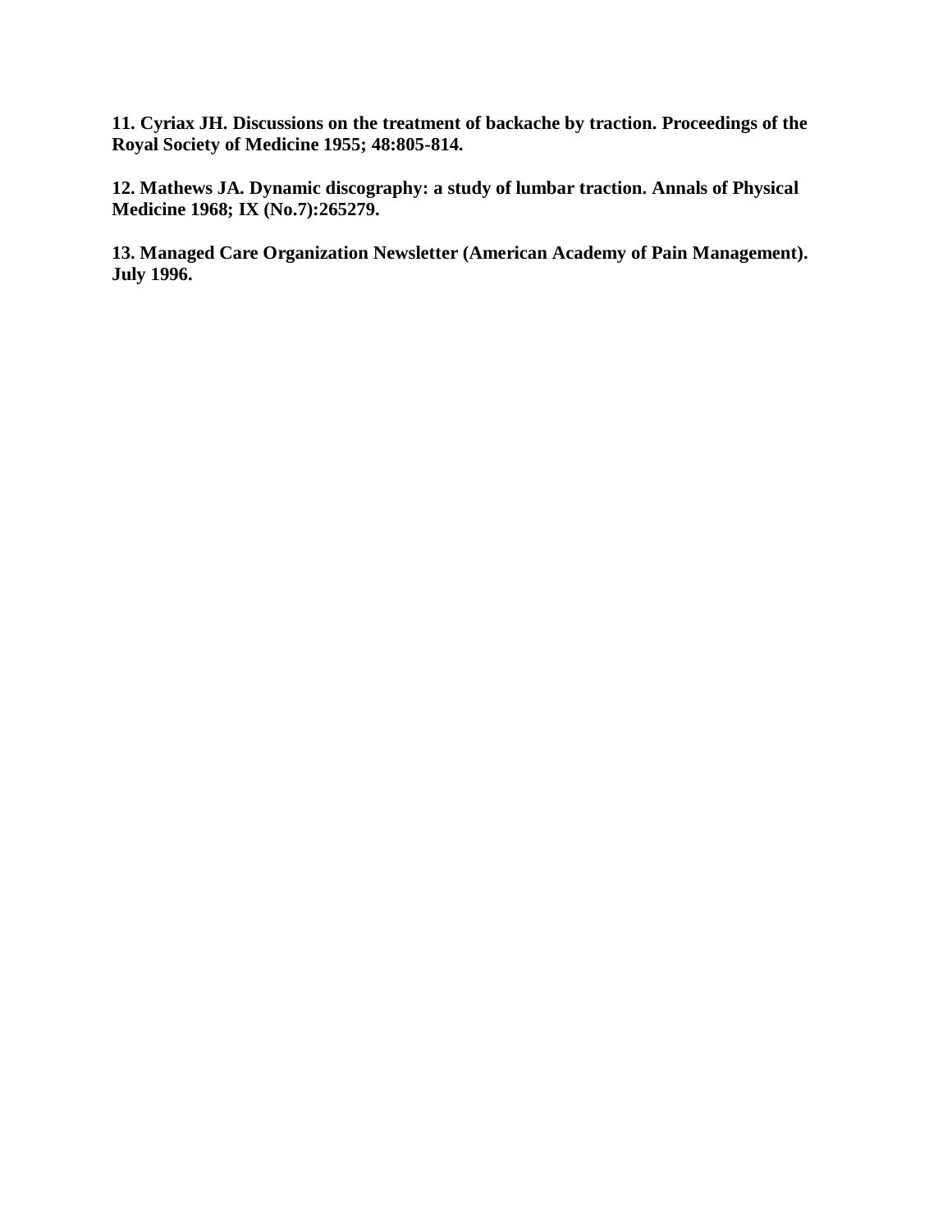**11. Cyriax JH. Discussions on the treatment of backache by traction. Proceedings of the Royal Society of Medicine 1955; 48:805-814.**

**12. Mathews JA. Dynamic discography: a study of lumbar traction. Annals of Physical Medicine 1968; IX (No.7):265279.**

**13. Managed Care Organization Newsletter (American Academy of Pain Management). July 1996.**